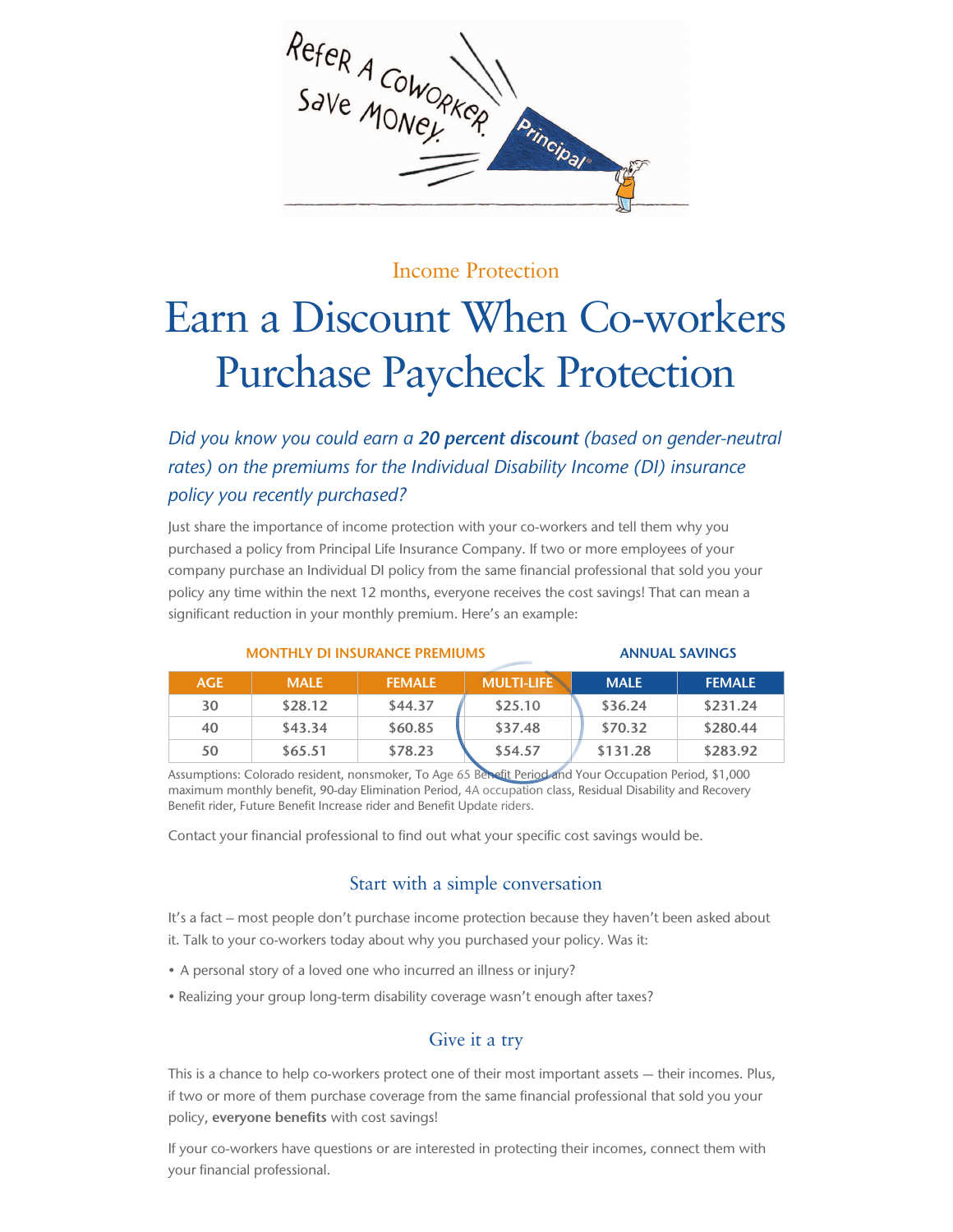Income Protection

# Earn a Discount When Co-workers Purchase Paycheck Protection

*Did you know you could earn a **20 percent discount** (based on gender-neutral rates) on the premiums for the Individual Disability Income (DI) insurance policy you recently purchased?*

Just share the importance of income protection with your co-workers and tell them why you purchased a policy from Principal Life Insurance Company. If two or more employees of your company purchase an Individual DI policy from the same financial professional that sold you your policy any time within the next 12 months, everyone receives the cost savings! That can mean a significant reduction in your monthly premium. Here's an example:

| MONTHLY DI INSURANCE PREMIUMS | | | | ANNUAL SAVINGS | |
|---|---|---|---|---|---|
| AGE | MALE | FEMALE | MULTI-LIFE | MALE | FEMALE |
| 30 | $28.12 | $44.37 | $25.10 | $36.24 | $231.24 |
| 40 | $43.34 | $60.85 | $37.48 | $70.32 | $280.44 |
| 50 | $65.51 | $78.23 | $54.57 | $131.28 | $283.92 |

Assumptions: Colorado resident, nonsmoker, To Age 65 Benefit Period and Your Occupation Period, $1,000 maximum monthly benefit, 90-day Elimination Period, 4A occupation class, Residual Disability and Recovery Benefit rider, Future Benefit Increase rider and Benefit Update riders.

Contact your financial professional to find out what your specific cost savings would be.

## Start with a simple conversation

It's a fact – most people don't purchase income protection because they haven't been asked about it. Talk to your co-workers today about why you purchased your policy. Was it:

- A personal story of a loved one who incurred an illness or injury?
- Realizing your group long-term disability coverage wasn't enough after taxes?

## Give it a try

This is a chance to help co-workers protect one of their most important assets — their incomes. Plus, if two or more of them purchase coverage from the same financial professional that sold you your policy, **everyone benefits** with cost savings!

If your co-workers have questions or are interested in protecting their incomes, connect them with your financial professional.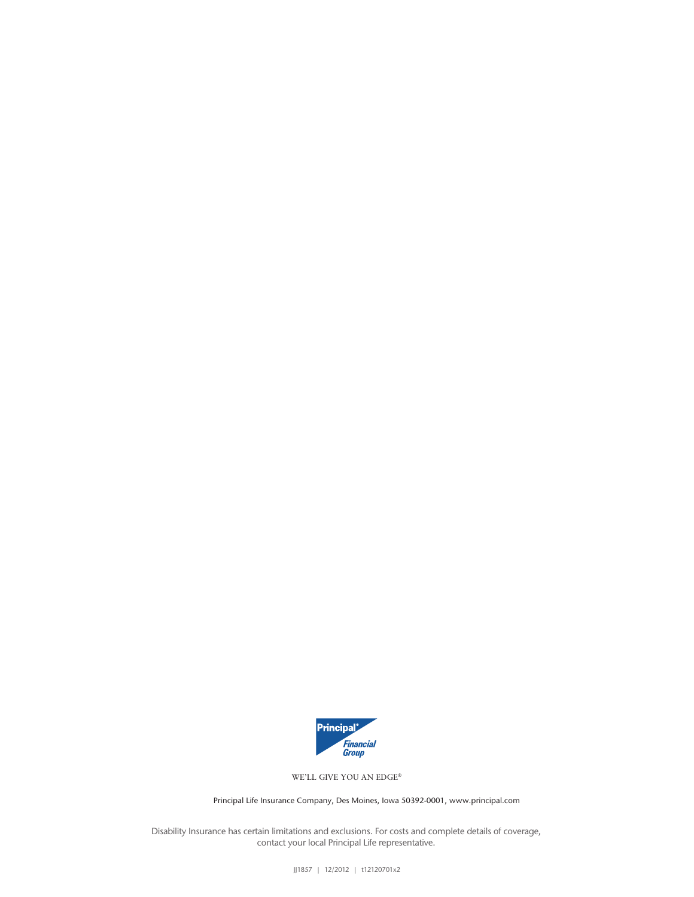Principal Financial Group

WE'LL GIVE YOU AN EDGE®

Principal Life Insurance Company, Des Moines, Iowa 50392-0001, www.principal.com

Disability Insurance has certain limitations and exclusions. For costs and complete details of coverage, contact your local Principal Life representative.

JJ1857 | 12/2012 | t12120701x2